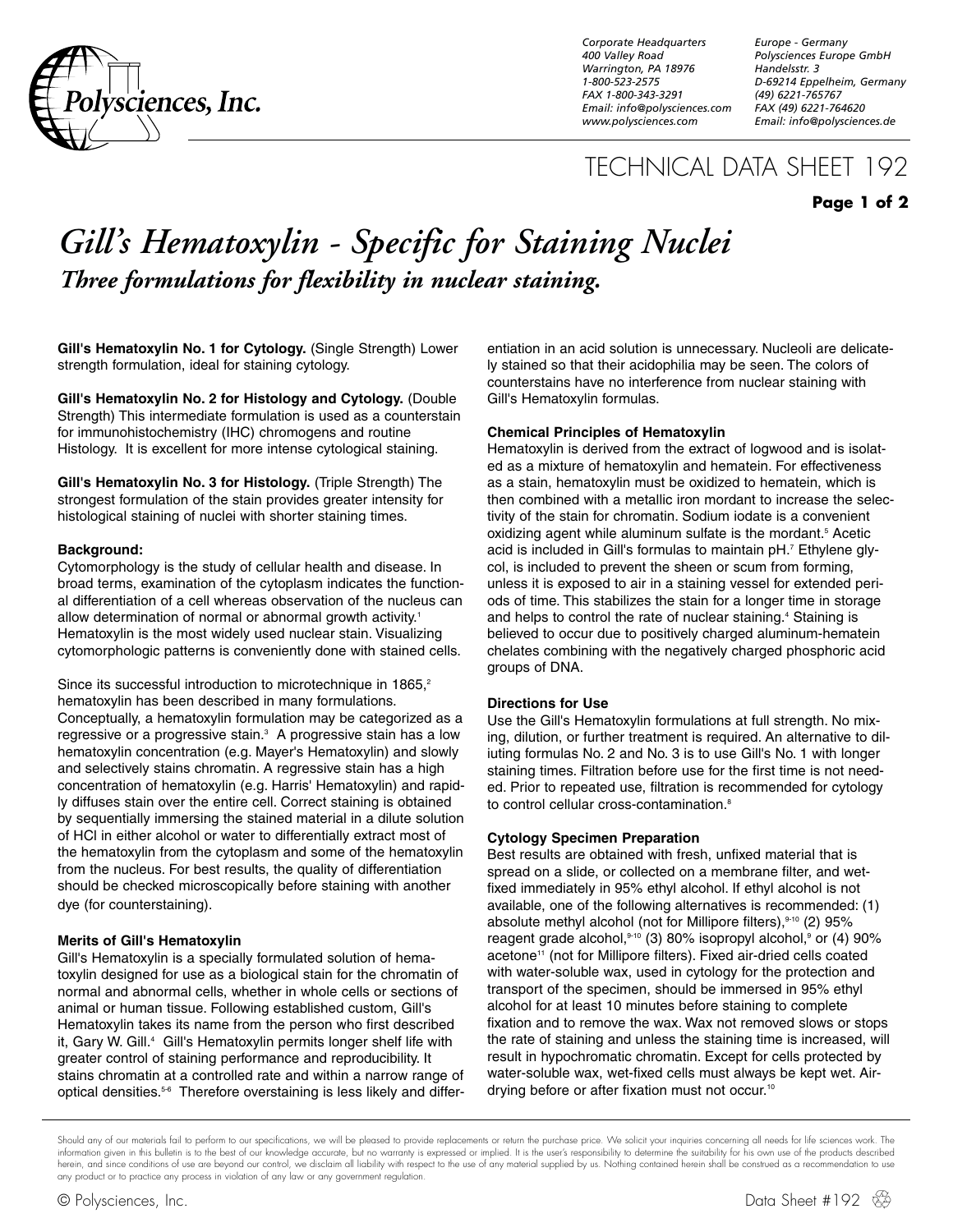Corporate Headquarters
400 Valley Road
Warrington, PA 18976
1-800-523-2575
FAX 1-800-343-3291
Email: info@polysciences.com
www.polysciences.com

Europe - Germany
Polysciences Europe GmbH
Handelsstr. 3
D-69214 Eppelheim, Germany
(49) 6221-765767
FAX (49) 6221-764620
Email: info@polysciences.de

TECHNICAL DATA SHEET 192

# *Gill's Hematoxylin - Specific for Staining Nuclei*

## *Three formulations for flexibility in nuclear staining.*

**Gill's Hematoxylin No. 1 for Cytology.** (Single Strength) Lower strength formulation, ideal for staining cytology.

**Gill's Hematoxylin No. 2 for Histology and Cytology.** (Double Strength) This intermediate formulation is used as a counterstain for immunohistochemistry (IHC) chromogens and routine Histology. It is excellent for more intense cytological staining.

**Gill's Hematoxylin No. 3 for Histology.** (Triple Strength) The strongest formulation of the stain provides greater intensity for histological staining of nuclei with shorter staining times.

### Background:

Cytomorphology is the study of cellular health and disease. In broad terms, examination of the cytoplasm indicates the functional differentiation of a cell whereas observation of the nucleus can allow determination of normal or abnormal growth activity.[1] Hematoxylin is the most widely used nuclear stain. Visualizing cytomorphologic patterns is conveniently done with stained cells.

Since its successful introduction to microtechnique in 1865,[2] hematoxylin has been described in many formulations. Conceptually, a hematoxylin formulation may be categorized as a regressive or a progressive stain.[3] A progressive stain has a low hematoxylin concentration (e.g. Mayer's Hematoxylin) and slowly and selectively stains chromatin. A regressive stain has a high concentration of hematoxylin (e.g. Harris' Hematoxylin) and rapidly diffuses stain over the entire cell. Correct staining is obtained by sequentially immersing the stained material in a dilute solution of HCl in either alcohol or water to differentially extract most of the hematoxylin from the cytoplasm and some of the hematoxylin from the nucleus. For best results, the quality of differentiation should be checked microscopically before staining with another dye (for counterstaining).

### Merits of Gill's Hematoxylin

Gill's Hematoxylin is a specially formulated solution of hematoxylin designed for use as a biological stain for the chromatin of normal and abnormal cells, whether in whole cells or sections of animal or human tissue. Following established custom, Gill's Hematoxylin takes its name from the person who first described it, Gary W. Gill.[4] Gill's Hematoxylin permits longer shelf life with greater control of staining performance and reproducibility. It stains chromatin at a controlled rate and within a narrow range of optical densities.[5-6] Therefore overstaining is less likely and differentiation in an acid solution is unnecessary. Nucleoli are delicately stained so that their acidophilia may be seen. The colors of counterstains have no interference from nuclear staining with Gill's Hematoxylin formulas.

### Chemical Principles of Hematoxylin

Hematoxylin is derived from the extract of logwood and is isolated as a mixture of hematoxylin and hematein. For effectiveness as a stain, hematoxylin must be oxidized to hematein, which is then combined with a metallic iron mordant to increase the selectivity of the stain for chromatin. Sodium iodate is a convenient oxidizing agent while aluminum sulfate is the mordant.[5] Acetic acid is included in Gill's formulas to maintain pH.[7] Ethylene glycol, is included to prevent the sheen or scum from forming, unless it is exposed to air in a staining vessel for extended periods of time. This stabilizes the stain for a longer time in storage and helps to control the rate of nuclear staining.[4] Staining is believed to occur due to positively charged aluminum-hematein chelates combining with the negatively charged phosphoric acid groups of DNA.

### Directions for Use

Use the Gill's Hematoxylin formulations at full strength. No mixing, dilution, or further treatment is required. An alternative to diliuting formulas No. 2 and No. 3 is to use Gill's No. 1 with longer staining times. Filtration before use for the first time is not needed. Prior to repeated use, filtration is recommended for cytology to control cellular cross-contamination.[8]

### Cytology Specimen Preparation

Best results are obtained with fresh, unfixed material that is spread on a slide, or collected on a membrane filter, and wet-fixed immediately in 95% ethyl alcohol. If ethyl alcohol is not available, one of the following alternatives is recommended: (1) absolute methyl alcohol (not for Millipore filters),[9-10] (2) 95% reagent grade alcohol,[9-10] (3) 80% isopropyl alcohol,[9] or (4) 90% acetone[11] (not for Millipore filters). Fixed air-dried cells coated with water-soluble wax, used in cytology for the protection and transport of the specimen, should be immersed in 95% ethyl alcohol for at least 10 minutes before staining to complete fixation and to remove the wax. Wax not removed slows or stops the rate of staining and unless the staining time is increased, will result in hypochromatic chromatin. Except for cells protected by water-soluble wax, wet-fixed cells must always be kept wet. Air-drying before or after fixation must not occur.[10]

Should any of our materials fail to perform to our specifications, we will be pleased to provide replacements or return the purchase price. We solicit your inquiries concerning all needs for life sciences work. The information given in this bulletin is to the best of our knowledge accurate, but no warranty is expressed or implied. It is the user's responsibility to determine the suitability for his own use of the products described herein, and since conditions of use are beyond our control, we disclaim all liability with respect to the use of any material supplied by us. Nothing contained herein shall be construed as a recommendation to use any product or to practice any process in violation of any law or any government regulation.

© Polysciences, Inc.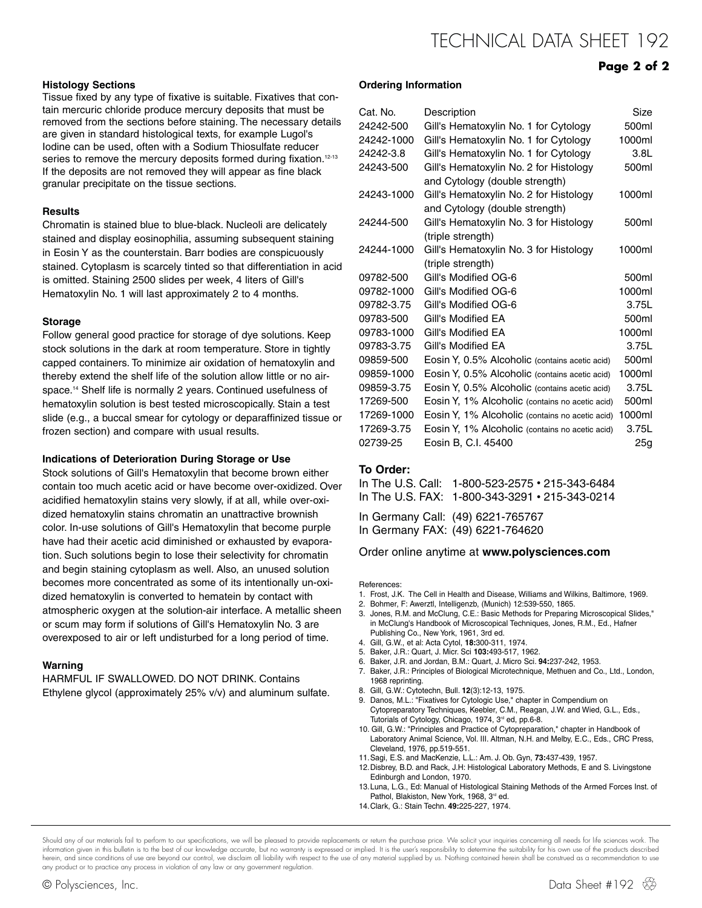### Histology Sections

Tissue fixed by any type of fixative is suitable. Fixatives that contain mercuric chloride produce mercury deposits that must be removed from the sections before staining. The necessary details are given in standard histological texts, for example Lugol's Iodine can be used, often with a Sodium Thiosulfate reducer series to remove the mercury deposits formed during fixation.[12-13] If the deposits are not removed they will appear as fine black granular precipitate on the tissue sections.

### Results

Chromatin is stained blue to blue-black. Nucleoli are delicately stained and display eosinophilia, assuming subsequent staining in Eosin Y as the counterstain. Barr bodies are conspicuously stained. Cytoplasm is scarcely tinted so that differentiation in acid is omitted. Staining 2500 slides per week, 4 liters of Gill's Hematoxylin No. 1 will last approximately 2 to 4 months.

### Storage

Follow general good practice for storage of dye solutions. Keep stock solutions in the dark at room temperature. Store in tightly capped containers. To minimize air oxidation of hematoxylin and thereby extend the shelf life of the solution allow little or no air-space.[14] Shelf life is normally 2 years. Continued usefulness of hematoxylin solution is best tested microscopically. Stain a test slide (e.g., a buccal smear for cytology or deparaffinized tissue or frozen section) and compare with usual results.

### Indications of Deterioration During Storage or Use

Stock solutions of Gill's Hematoxylin that become brown either contain too much acetic acid or have become over-oxidized. Over acidified hematoxylin stains very slowly, if at all, while over-oxidized hematoxylin stains chromatin an unattractive brownish color. In-use solutions of Gill's Hematoxylin that become purple have had their acetic acid diminished or exhausted by evaporation. Such solutions begin to lose their selectivity for chromatin and begin staining cytoplasm as well. Also, an unused solution becomes more concentrated as some of its intentionally un-oxidized hematoxylin is converted to hematein by contact with atmospheric oxygen at the solution-air interface. A metallic sheen or scum may form if solutions of Gill's Hematoxylin No. 3 are overexposed to air or left undisturbed for a long period of time.

### Warning

HARMFUL IF SWALLOWED. DO NOT DRINK. Contains Ethylene glycol (approximately 25% v/v) and aluminum sulfate.

### Ordering Information

| Cat. No. | Description | Size |
|---|---|---|
| 24242-500 | Gill's Hematoxylin No. 1 for Cytology | 500ml |
| 24242-1000 | Gill's Hematoxylin No. 1 for Cytology | 1000ml |
| 24242-3.8 | Gill's Hematoxylin No. 1 for Cytology | 3.8L |
| 24243-500 | Gill's Hematoxylin No. 2 for Histology and Cytology (double strength) | 500ml |
| 24243-1000 | Gill's Hematoxylin No. 2 for Histology and Cytology (double strength) | 1000ml |
| 24244-500 | Gill's Hematoxylin No. 3 for Histology (triple strength) | 500ml |
| 24244-1000 | Gill's Hematoxylin No. 3 for Histology (triple strength) | 1000ml |
| 09782-500 | Gill's Modified OG-6 | 500ml |
| 09782-1000 | Gill's Modified OG-6 | 1000ml |
| 09782-3.75 | Gill's Modified OG-6 | 3.75L |
| 09783-500 | Gill's Modified EA | 500ml |
| 09783-1000 | Gill's Modified EA | 1000ml |
| 09783-3.75 | Gill's Modified EA | 3.75L |
| 09859-500 | Eosin Y, 0.5% Alcoholic (contains acetic acid) | 500ml |
| 09859-1000 | Eosin Y, 0.5% Alcoholic (contains acetic acid) | 1000ml |
| 09859-3.75 | Eosin Y, 0.5% Alcoholic (contains acetic acid) | 3.75L |
| 17269-500 | Eosin Y, 1% Alcoholic (contains no acetic acid) | 500ml |
| 17269-1000 | Eosin Y, 1% Alcoholic (contains no acetic acid) | 1000ml |
| 17269-3.75 | Eosin Y, 1% Alcoholic (contains no acetic acid) | 3.75L |
| 02739-25 | Eosin B, C.I. 45400 | 25g |

### To Order:

In The U.S. Call: 1-800-523-2575 • 215-343-6484
In The U.S. FAX: 1-800-343-3291 • 215-343-0214

In Germany Call: (49) 6221-765767
In Germany FAX: (49) 6221-764620

Order online anytime at **www.polysciences.com**

References:

1. Frost, J.K. The Cell in Health and Disease, Williams and Wilkins, Baltimore, 1969.
2. Bohmer, F: Awerztl, Intelligenzb, (Munich) 12:539-550, 1865.
3. Jones, R.M. and McClung, C.E.: Basic Methods for Preparing Microscopical Slides," in McClung's Handbook of Microscopical Techniques, Jones, R.M., Ed., Hafner Publishing Co., New York, 1961, 3rd ed.
4. Gill, G.W., et al: Acta Cytol, **18:**300-311, 1974.
5. Baker, J.R.: Quart, J. Micr. Sci **103:**493-517, 1962.
6. Baker, J.R. and Jordan, B.M.: Quart, J. Micro Sci. **94:**237-242, 1953.
7. Baker, J.R.: Principles of Biological Microtechnique, Methuen and Co., Ltd., London, 1968 reprinting.
8. Gill, G.W.: Cytotechn, Bull. **12**(3):12-13, 1975.
9. Danos, M.L.: "Fixatives for Cytologic Use," chapter in Compendium on Cytopreparatory Techniques, Keebler, C.M., Reagan, J.W. and Wied, G.L., Eds., Tutorials of Cytology, Chicago, 1974, 3rd ed, pp.6-8.
10. Gill, G.W.: "Principles and Practice of Cytopreparation," chapter in Handbook of Laboratory Animal Science, Vol. III. Altman, N.H. and Melby, E.C., Eds., CRC Press, Cleveland, 1976, pp.519-551.
11. Sagi, E.S. and MacKenzie, L.L.: Am. J. Ob. Gyn, **73:**437-439, 1957.
12. Disbrey, B.D. and Rack, J.H: Histological Laboratory Methods, E and S. Livingstone Edinburgh and London, 1970.
13. Luna, L.G., Ed: Manual of Histological Staining Methods of the Armed Forces Inst. of Pathol, Blakiston, New York, 1968, 3rd ed.
14. Clark, G.: Stain Techn. **49:**225-227, 1974.

Should any of our materials fail to perform to our specifications, we will be pleased to provide replacements or return the purchase price. We solicit your inquiries concerning all needs for life sciences work. The information given in this bulletin is to the best of our knowledge accurate, but no warranty is expressed or implied. It is the user's responsibility to determine the suitability for his own use of the products described herein, and since conditions of use are beyond our control, we disclaim all liability with respect to the use of any material supplied by us. Nothing contained herein shall be construed as a recommendation to use any product or to practice any process in violation of any law or any government regulation.

© Polysciences, Inc.